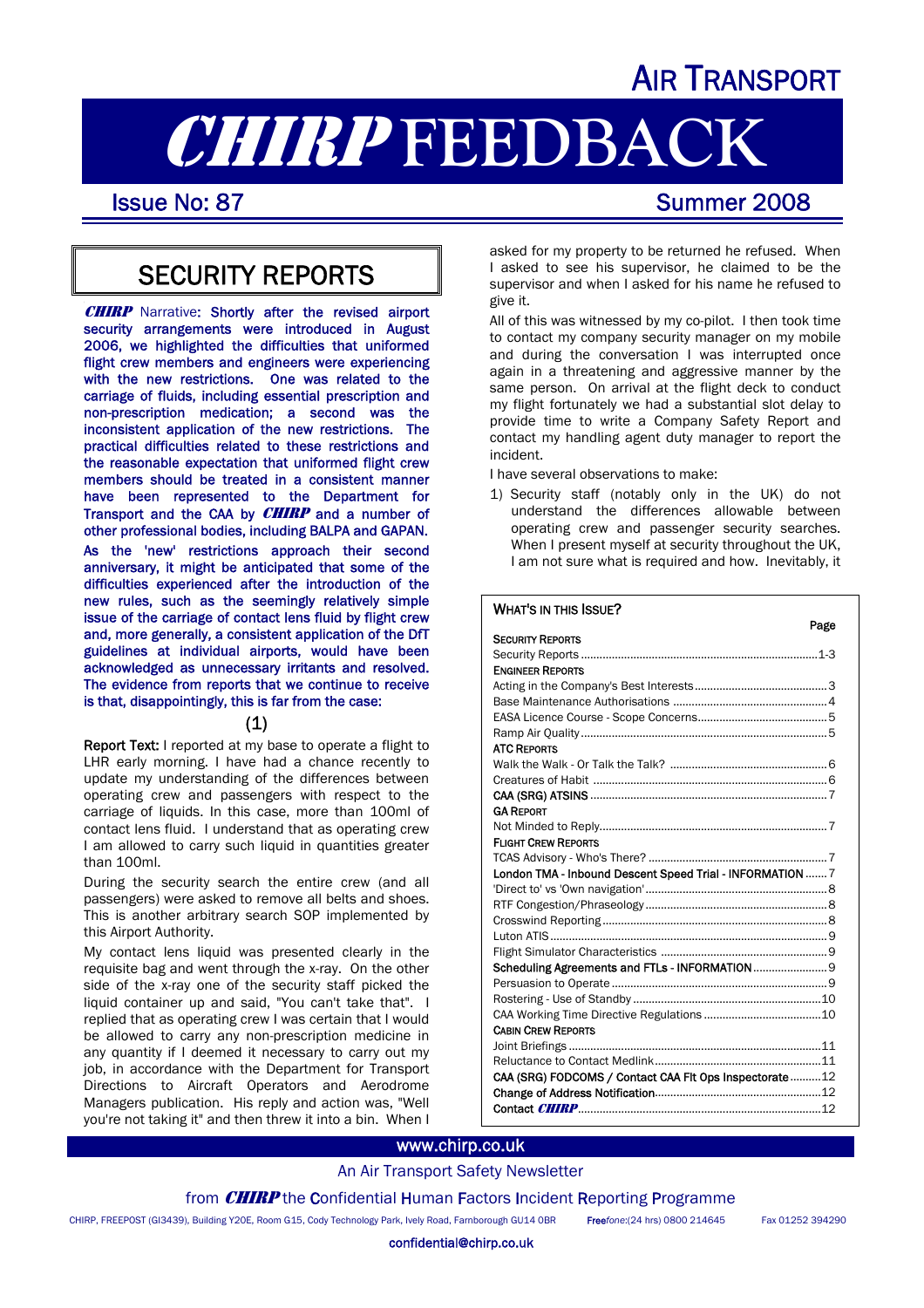# AIR TRANSPORT

# CHIRP FEEDBACK

Issue No: 87 — Summer 2008

## SECURITY REPORTS

***CHIRP*** **Narrative: Shortly after the revised airport security arrangements were introduced in August 2006, we highlighted the difficulties that uniformed flight crew members and engineers were experiencing with the new restrictions. One was related to the carriage of fluids, including essential prescription and non-prescription medication; a second was the inconsistent application of the new restrictions. The practical difficulties related to these restrictions and the reasonable expectation that uniformed flight crew members should be treated in a consistent manner have been represented to the Department for Transport and the CAA by *CHIRP* and a number of other professional bodies, including BALPA and GAPAN.**

**As the 'new' restrictions approach their second anniversary, it might be anticipated that some of the difficulties experienced after the introduction of the new rules, such as the seemingly relatively simple issue of the carriage of contact lens fluid by flight crew and, more generally, a consistent application of the DfT guidelines at individual airports, would have been acknowledged as unnecessary irritants and resolved. The evidence from reports that we continue to receive is that, disappointingly, this is far from the case:**

(1)

**Report Text:** I reported at my base to operate a flight to LHR early morning. I have had a chance recently to update my understanding of the differences between operating crew and passengers with respect to the carriage of liquids. In this case, more than 100ml of contact lens fluid. I understand that as operating crew I am allowed to carry such liquid in quantities greater than 100ml.

During the security search the entire crew (and all passengers) were asked to remove all belts and shoes. This is another arbitrary search SOP implemented by this Airport Authority.

My contact lens liquid was presented clearly in the requisite bag and went through the x-ray. On the other side of the x-ray one of the security staff picked the liquid container up and said, "You can't take that". I replied that as operating crew I was certain that I would be allowed to carry any non-prescription medicine in any quantity if I deemed it necessary to carry out my job, in accordance with the Department for Transport Directions to Aircraft Operators and Aerodrome Managers publication. His reply and action was, "Well you're not taking it" and then threw it into a bin. When I asked for my property to be returned he refused. When I asked to see his supervisor, he claimed to be the supervisor and when I asked for his name he refused to give it.

All of this was witnessed by my co-pilot. I then took time to contact my company security manager on my mobile and during the conversation I was interrupted once again in a threatening and aggressive manner by the same person. On arrival at the flight deck to conduct my flight fortunately we had a substantial slot delay to provide time to write a Company Safety Report and contact my handling agent duty manager to report the incident.

I have several observations to make:

1) Security staff (notably only in the UK) do not understand the differences allowable between operating crew and passenger security searches. When I present myself at security throughout the UK, I am not sure what is required and how. Inevitably, it

### WHAT'S IN THIS ISSUE?

| | Page |
|---|---|
| **SECURITY REPORTS** | |
| Security Reports | 1-3 |
| **ENGINEER REPORTS** | |
| Acting in the Company's Best Interests | 3 |
| Base Maintenance Authorisations | 4 |
| EASA Licence Course - Scope Concerns | 5 |
| Ramp Air Quality | 5 |
| **ATC REPORTS** | |
| Walk the Walk - Or Talk the Talk? | 6 |
| Creatures of Habit | 6 |
| **CAA (SRG) ATSINS** | 7 |
| **GA REPORT** | |
| Not Minded to Reply | 7 |
| **FLIGHT CREW REPORTS** | |
| TCAS Advisory - Who's There? | 7 |
| **London TMA - Inbound Descent Speed Trial - INFORMATION** | 7 |
| 'Direct to' vs 'Own navigation' | 8 |
| RTF Congestion/Phraseology | 8 |
| Crosswind Reporting | 8 |
| Luton ATIS | 9 |
| Flight Simulator Characteristics | 9 |
| **Scheduling Agreements and FTLs - INFORMATION** | 9 |
| Persuasion to Operate | 9 |
| Rostering - Use of Standby | 10 |
| CAA Working Time Directive Regulations | 10 |
| **CABIN CREW REPORTS** | |
| Joint Briefings | 11 |
| Reluctance to Contact Medlink | 11 |
| **CAA (SRG) FODCOMS / Contact CAA Flt Ops Inspectorate** | 12 |
| **Change of Address Notification** | 12 |
| **Contact *CHIRP*** | 12 |

www.chirp.co.uk

An Air Transport Safety Newsletter

from *CHIRP* the Confidential Human Factors Incident Reporting Programme

CHIRP, FREEPOST (GI3439), Building Y20E, Room G15, Cody Technology Park, Ively Road, Farnborough GU14 0BR — Freefone:(24 hrs) 0800 214645 — Fax 01252 394290

confidential@chirp.co.uk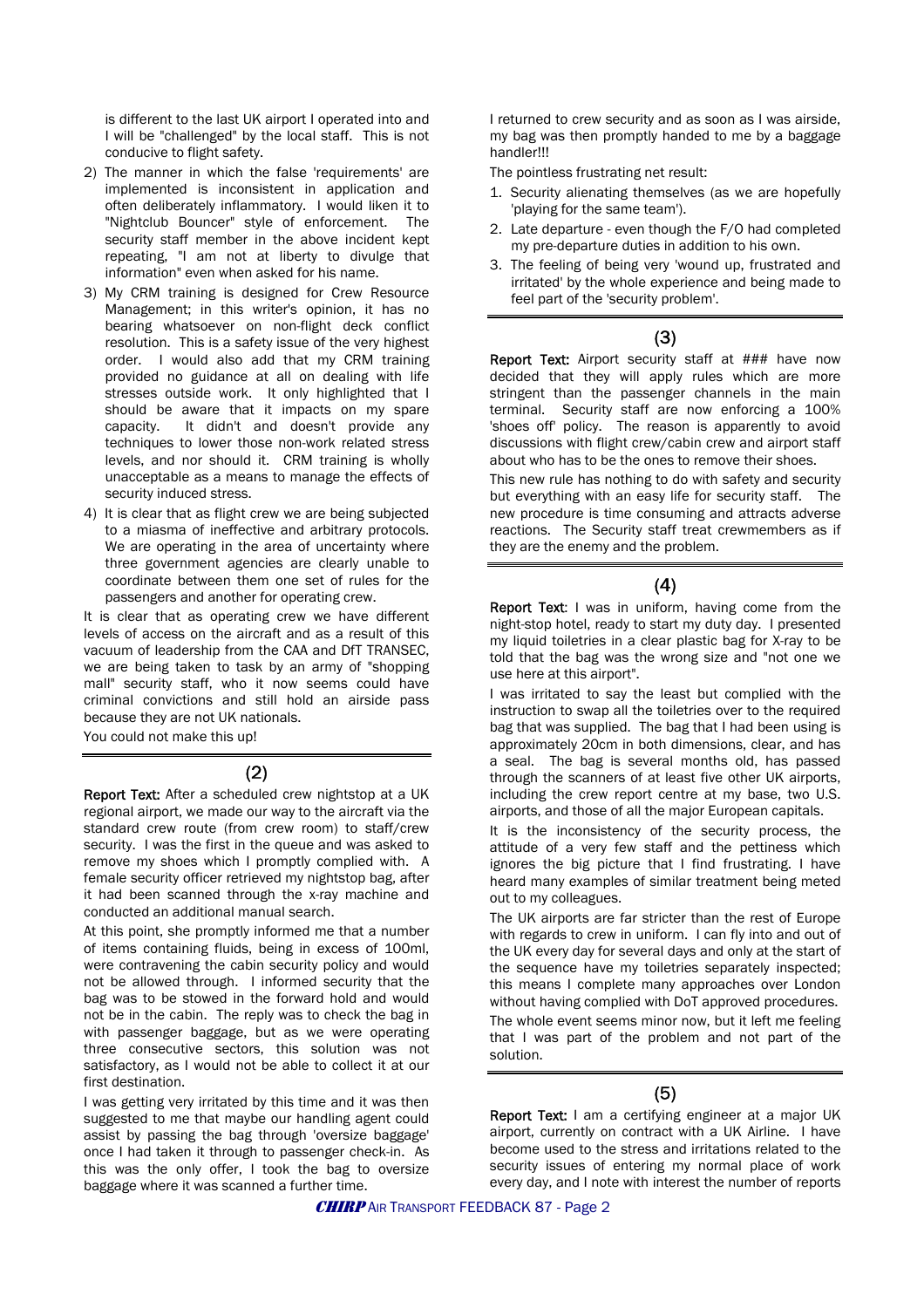is different to the last UK airport I operated into and I will be "challenged" by the local staff. This is not conducive to flight safety.

2) The manner in which the false 'requirements' are implemented is inconsistent in application and often deliberately inflammatory. I would liken it to "Nightclub Bouncer" style of enforcement. The security staff member in the above incident kept repeating, "I am not at liberty to divulge that information" even when asked for his name.
3) My CRM training is designed for Crew Resource Management; in this writer's opinion, it has no bearing whatsoever on non-flight deck conflict resolution. This is a safety issue of the very highest order. I would also add that my CRM training provided no guidance at all on dealing with life stresses outside work. It only highlighted that I should be aware that it impacts on my spare capacity. It didn't and doesn't provide any techniques to lower those non-work related stress levels, and nor should it. CRM training is wholly unacceptable as a means to manage the effects of security induced stress.
4) It is clear that as flight crew we are being subjected to a miasma of ineffective and arbitrary protocols. We are operating in the area of uncertainty where three government agencies are clearly unable to coordinate between them one set of rules for the passengers and another for operating crew.

It is clear that as operating crew we have different levels of access on the aircraft and as a result of this vacuum of leadership from the CAA and DfT TRANSEC, we are being taken to task by an army of "shopping mall" security staff, who it now seems could have criminal convictions and still hold an airside pass because they are not UK nationals.

You could not make this up!

## (2)

**Report Text:** After a scheduled crew nightstop at a UK regional airport, we made our way to the aircraft via the standard crew route (from crew room) to staff/crew security. I was the first in the queue and was asked to remove my shoes which I promptly complied with. A female security officer retrieved my nightstop bag, after it had been scanned through the x-ray machine and conducted an additional manual search.

At this point, she promptly informed me that a number of items containing fluids, being in excess of 100ml, were contravening the cabin security policy and would not be allowed through. I informed security that the bag was to be stowed in the forward hold and would not be in the cabin. The reply was to check the bag in with passenger baggage, but as we were operating three consecutive sectors, this solution was not satisfactory, as I would not be able to collect it at our first destination.

I was getting very irritated by this time and it was then suggested to me that maybe our handling agent could assist by passing the bag through 'oversize baggage' once I had taken it through to passenger check-in. As this was the only offer, I took the bag to oversize baggage where it was scanned a further time.

I returned to crew security and as soon as I was airside, my bag was then promptly handed to me by a baggage handler!!!

The pointless frustrating net result:

1. Security alienating themselves (as we are hopefully 'playing for the same team').
2. Late departure - even though the F/O had completed my pre-departure duties in addition to his own.
3. The feeling of being very 'wound up, frustrated and irritated' by the whole experience and being made to feel part of the 'security problem'.

## (3)

**Report Text:** Airport security staff at ### have now decided that they will apply rules which are more stringent than the passenger channels in the main terminal. Security staff are now enforcing a 100% 'shoes off' policy. The reason is apparently to avoid discussions with flight crew/cabin crew and airport staff about who has to be the ones to remove their shoes.

This new rule has nothing to do with safety and security but everything with an easy life for security staff. The new procedure is time consuming and attracts adverse reactions. The Security staff treat crewmembers as if they are the enemy and the problem.

## (4)

**Report Text**: I was in uniform, having come from the night-stop hotel, ready to start my duty day. I presented my liquid toiletries in a clear plastic bag for X-ray to be told that the bag was the wrong size and "not one we use here at this airport".

I was irritated to say the least but complied with the instruction to swap all the toiletries over to the required bag that was supplied. The bag that I had been using is approximately 20cm in both dimensions, clear, and has a seal. The bag is several months old, has passed through the scanners of at least five other UK airports, including the crew report centre at my base, two U.S. airports, and those of all the major European capitals.

It is the inconsistency of the security process, the attitude of a very few staff and the pettiness which ignores the big picture that I find frustrating. I have heard many examples of similar treatment being meted out to my colleagues.

The UK airports are far stricter than the rest of Europe with regards to crew in uniform. I can fly into and out of the UK every day for several days and only at the start of the sequence have my toiletries separately inspected; this means I complete many approaches over London without having complied with DoT approved procedures.

The whole event seems minor now, but it left me feeling that I was part of the problem and not part of the solution.

## (5)

**Report Text:** I am a certifying engineer at a major UK airport, currently on contract with a UK Airline. I have become used to the stress and irritations related to the security issues of entering my normal place of work every day, and I note with interest the number of reports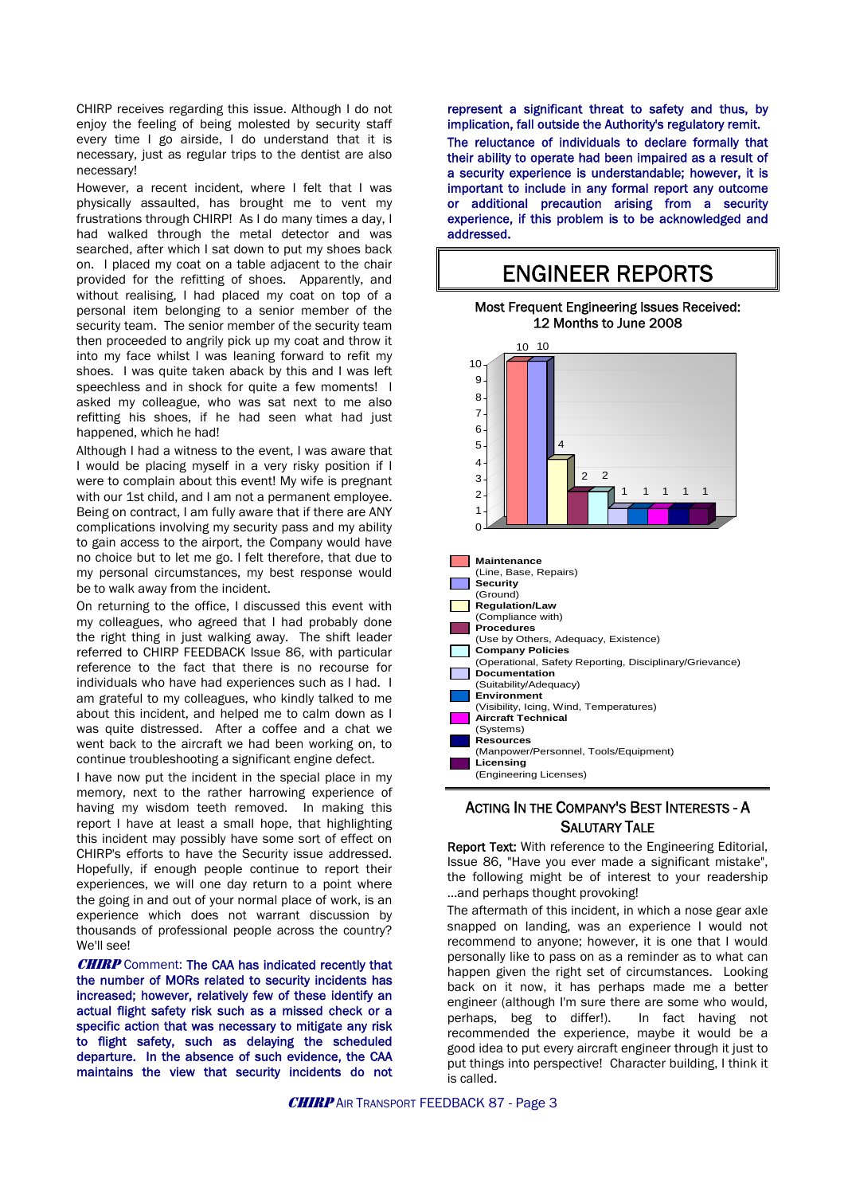CHIRP receives regarding this issue. Although I do not enjoy the feeling of being molested by security staff every time I go airside, I do understand that it is necessary, just as regular trips to the dentist are also necessary!

However, a recent incident, where I felt that I was physically assaulted, has brought me to vent my frustrations through CHIRP! As I do many times a day, I had walked through the metal detector and was searched, after which I sat down to put my shoes back on. I placed my coat on a table adjacent to the chair provided for the refitting of shoes. Apparently, and without realising, I had placed my coat on top of a personal item belonging to a senior member of the security team. The senior member of the security team then proceeded to angrily pick up my coat and throw it into my face whilst I was leaning forward to refit my shoes. I was quite taken aback by this and I was left speechless and in shock for quite a few moments! I asked my colleague, who was sat next to me also refitting his shoes, if he had seen what had just happened, which he had!

Although I had a witness to the event, I was aware that I would be placing myself in a very risky position if I were to complain about this event! My wife is pregnant with our 1st child, and I am not a permanent employee. Being on contract, I am fully aware that if there are ANY complications involving my security pass and my ability to gain access to the airport, the Company would have no choice but to let me go. I felt therefore, that due to my personal circumstances, my best response would be to walk away from the incident.

On returning to the office, I discussed this event with my colleagues, who agreed that I had probably done the right thing in just walking away. The shift leader referred to CHIRP FEEDBACK Issue 86, with particular reference to the fact that there is no recourse for individuals who have had experiences such as I had. I am grateful to my colleagues, who kindly talked to me about this incident, and helped me to calm down as I was quite distressed. After a coffee and a chat we went back to the aircraft we had been working on, to continue troubleshooting a significant engine defect.

I have now put the incident in the special place in my memory, next to the rather harrowing experience of having my wisdom teeth removed. In making this report I have at least a small hope, that highlighting this incident may possibly have some sort of effect on CHIRP's efforts to have the Security issue addressed. Hopefully, if enough people continue to report their experiences, we will one day return to a point where the going in and out of your normal place of work, is an experience which does not warrant discussion by thousands of professional people across the country? We'll see!

***CHIRP* Comment:** **The CAA has indicated recently that the number of MORs related to security incidents has increased; however, relatively few of these identify an actual flight safety risk such as a missed check or a specific action that was necessary to mitigate any risk to flight safety, such as delaying the scheduled departure. In the absence of such evidence, the CAA maintains the view that security incidents do not represent a significant threat to safety and thus, by implication, fall outside the Authority's regulatory remit.**

**The reluctance of individuals to declare formally that their ability to operate had been impaired as a result of a security experience is understandable; however, it is important to include in any formal report any outcome or additional precaution arising from a security experience, if this problem is to be acknowledged and addressed.**

# ENGINEER REPORTS

**Most Frequent Engineering Issues Received: 12 Months to June 2008**

| Category | Number |
|---|---|
| **Maintenance** (Line, Base, Repairs) | 10 |
| **Security** (Ground) | 10 |
| **Regulation/Law** (Compliance with) | 4 |
| **Procedures** (Use by Others, Adequacy, Existence) | 2 |
| **Company Policies** (Operational, Safety Reporting, Disciplinary/Grievance) | 2 |
| **Documentation** (Suitability/Adequacy) | 1 |
| **Environment** (Visibility, Icing, Wind, Temperatures) | 1 |
| **Aircraft Technical** (Systems) | 1 |
| **Resources** (Manpower/Personnel, Tools/Equipment) | 1 |
| **Licensing** (Engineering Licenses) | 1 |

## ACTING IN THE COMPANY'S BEST INTERESTS - A SALUTARY TALE

**Report Text:** With reference to the Engineering Editorial, Issue 86, "Have you ever made a significant mistake", the following might be of interest to your readership ...and perhaps thought provoking!

The aftermath of this incident, in which a nose gear axle snapped on landing, was an experience I would not recommend to anyone; however, it is one that I would personally like to pass on as a reminder as to what can happen given the right set of circumstances. Looking back on it now, it has perhaps made me a better engineer (although I'm sure there are some who would, perhaps, beg to differ!). In fact having not recommended the experience, maybe it would be a good idea to put every aircraft engineer through it just to put things into perspective! Character building, I think it is called.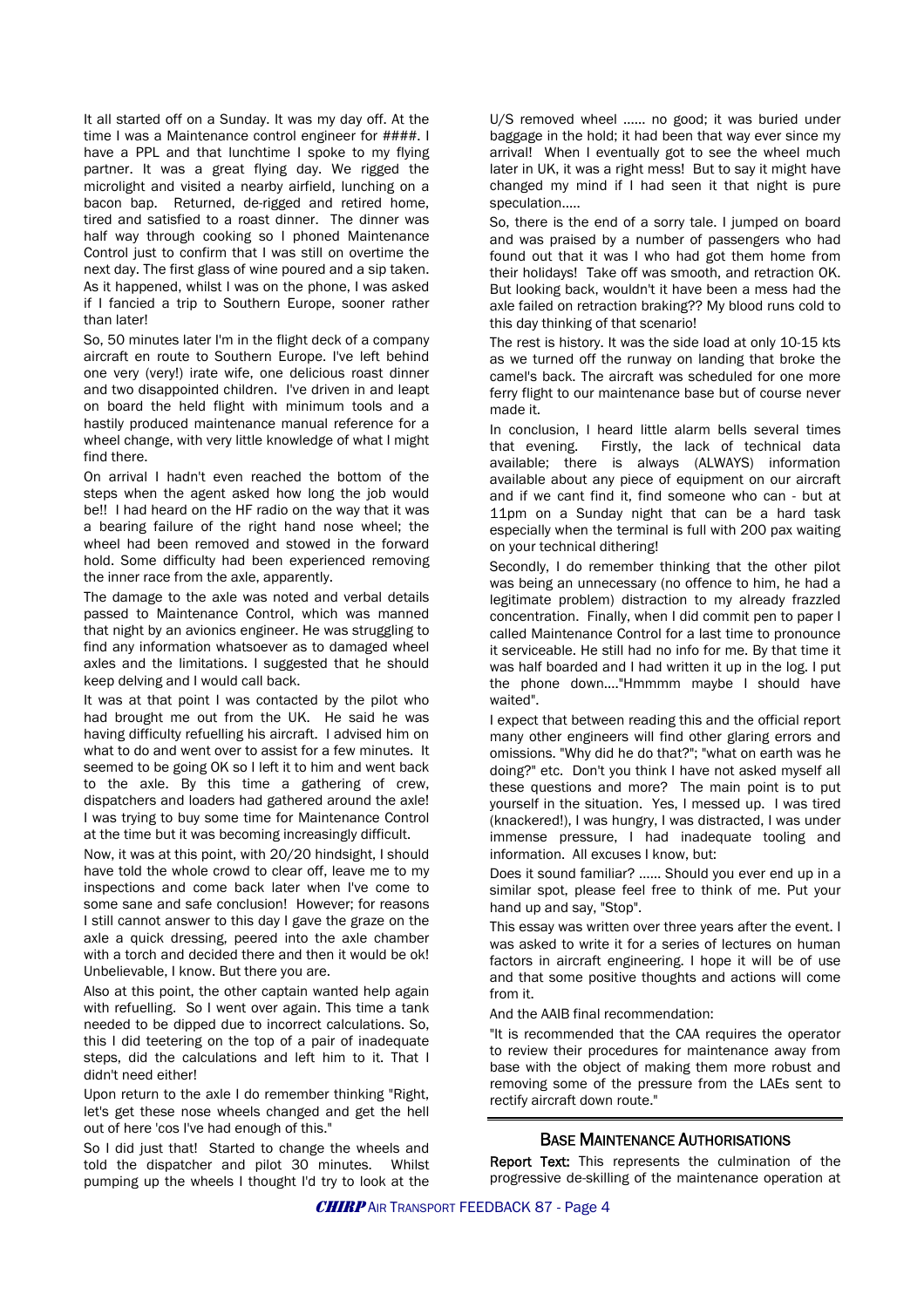It all started off on a Sunday. It was my day off. At the time I was a Maintenance control engineer for ####. I have a PPL and that lunchtime I spoke to my flying partner. It was a great flying day. We rigged the microlight and visited a nearby airfield, lunching on a bacon bap. Returned, de-rigged and retired home, tired and satisfied to a roast dinner. The dinner was half way through cooking so I phoned Maintenance Control just to confirm that I was still on overtime the next day. The first glass of wine poured and a sip taken. As it happened, whilst I was on the phone, I was asked if I fancied a trip to Southern Europe, sooner rather than later!

So, 50 minutes later I'm in the flight deck of a company aircraft en route to Southern Europe. I've left behind one very (very!) irate wife, one delicious roast dinner and two disappointed children. I've driven in and leapt on board the held flight with minimum tools and a hastily produced maintenance manual reference for a wheel change, with very little knowledge of what I might find there.

On arrival I hadn't even reached the bottom of the steps when the agent asked how long the job would be!! I had heard on the HF radio on the way that it was a bearing failure of the right hand nose wheel; the wheel had been removed and stowed in the forward hold. Some difficulty had been experienced removing the inner race from the axle, apparently.

The damage to the axle was noted and verbal details passed to Maintenance Control, which was manned that night by an avionics engineer. He was struggling to find any information whatsoever as to damaged wheel axles and the limitations. I suggested that he should keep delving and I would call back.

It was at that point I was contacted by the pilot who had brought me out from the UK. He said he was having difficulty refuelling his aircraft. I advised him on what to do and went over to assist for a few minutes. It seemed to be going OK so I left it to him and went back to the axle. By this time a gathering of crew, dispatchers and loaders had gathered around the axle! I was trying to buy some time for Maintenance Control at the time but it was becoming increasingly difficult.

Now, it was at this point, with 20/20 hindsight, I should have told the whole crowd to clear off, leave me to my inspections and come back later when I've come to some sane and safe conclusion! However; for reasons I still cannot answer to this day I gave the graze on the axle a quick dressing, peered into the axle chamber with a torch and decided there and then it would be ok! Unbelievable, I know. But there you are.

Also at this point, the other captain wanted help again with refuelling. So I went over again. This time a tank needed to be dipped due to incorrect calculations. So, this I did teetering on the top of a pair of inadequate steps, did the calculations and left him to it. That I didn't need either!

Upon return to the axle I do remember thinking "Right, let's get these nose wheels changed and get the hell out of here 'cos I've had enough of this."

So I did just that! Started to change the wheels and told the dispatcher and pilot 30 minutes. Whilst pumping up the wheels I thought I'd try to look at the U/S removed wheel ...... no good; it was buried under baggage in the hold; it had been that way ever since my arrival! When I eventually got to see the wheel much later in UK, it was a right mess! But to say it might have changed my mind if I had seen it that night is pure speculation.....

So, there is the end of a sorry tale. I jumped on board and was praised by a number of passengers who had found out that it was I who had got them home from their holidays! Take off was smooth, and retraction OK. But looking back, wouldn't it have been a mess had the axle failed on retraction braking?? My blood runs cold to this day thinking of that scenario!

The rest is history. It was the side load at only 10-15 kts as we turned off the runway on landing that broke the camel's back. The aircraft was scheduled for one more ferry flight to our maintenance base but of course never made it.

In conclusion, I heard little alarm bells several times that evening. Firstly, the lack of technical data available; there is always (ALWAYS) information available about any piece of equipment on our aircraft and if we cant find it, find someone who can - but at 11pm on a Sunday night that can be a hard task especially when the terminal is full with 200 pax waiting on your technical dithering!

Secondly, I do remember thinking that the other pilot was being an unnecessary (no offence to him, he had a legitimate problem) distraction to my already frazzled concentration. Finally, when I did commit pen to paper I called Maintenance Control for a last time to pronounce it serviceable. He still had no info for me. By that time it was half boarded and I had written it up in the log. I put the phone down...."Hmmmm maybe I should have waited".

I expect that between reading this and the official report many other engineers will find other glaring errors and omissions. "Why did he do that?"; "what on earth was he doing?" etc. Don't you think I have not asked myself all these questions and more? The main point is to put yourself in the situation. Yes, I messed up. I was tired (knackered!), I was hungry, I was distracted, I was under immense pressure, I had inadequate tooling and information. All excuses I know, but:

Does it sound familiar? ...... Should you ever end up in a similar spot, please feel free to think of me. Put your hand up and say, "Stop".

This essay was written over three years after the event. I was asked to write it for a series of lectures on human factors in aircraft engineering. I hope it will be of use and that some positive thoughts and actions will come from it.

And the AAIB final recommendation:

"It is recommended that the CAA requires the operator to review their procedures for maintenance away from base with the object of making them more robust and removing some of the pressure from the LAEs sent to rectify aircraft down route."

## BASE MAINTENANCE AUTHORISATIONS

**Report Text:** This represents the culmination of the progressive de-skilling of the maintenance operation at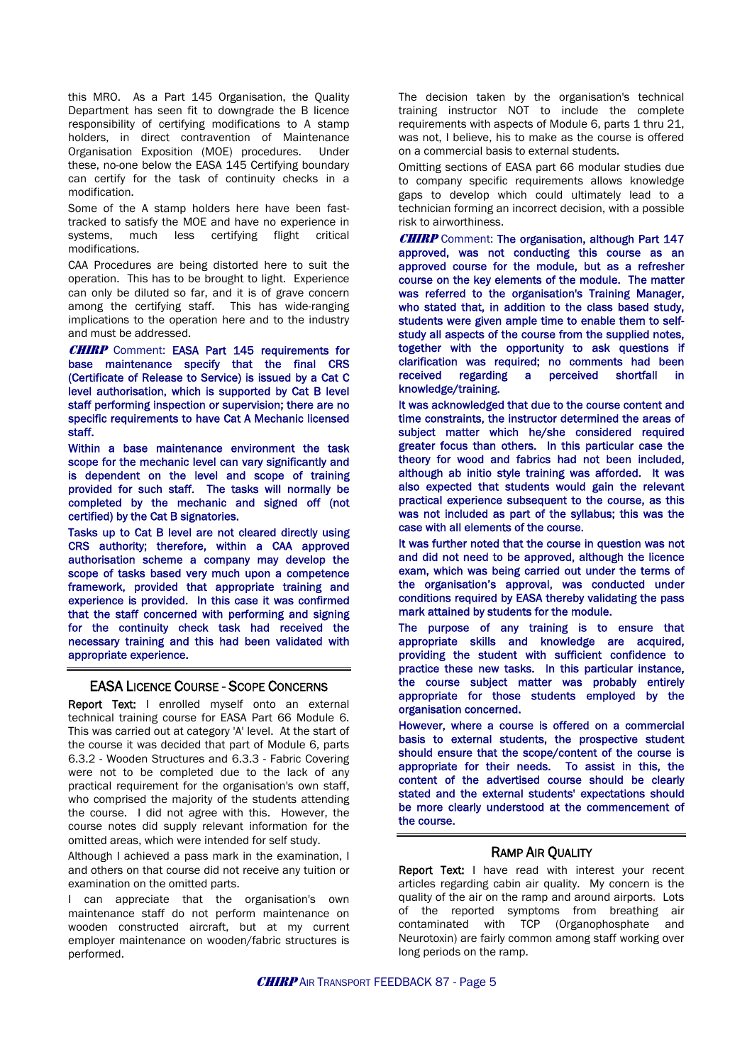this MRO. As a Part 145 Organisation, the Quality Department has seen fit to downgrade the B licence responsibility of certifying modifications to A stamp holders, in direct contravention of Maintenance Organisation Exposition (MOE) procedures. Under these, no-one below the EASA 145 Certifying boundary can certify for the task of continuity checks in a modification.

Some of the A stamp holders here have been fast-tracked to satisfy the MOE and have no experience in systems, much less certifying flight critical modifications.

CAA Procedures are being distorted here to suit the operation. This has to be brought to light. Experience can only be diluted so far, and it is of grave concern among the certifying staff. This has wide-ranging implications to the operation here and to the industry and must be addressed.

***CHIRP*** Comment: **EASA Part 145 requirements for base maintenance specify that the final CRS (Certificate of Release to Service) is issued by a Cat C level authorisation, which is supported by Cat B level staff performing inspection or supervision; there are no specific requirements to have Cat A Mechanic licensed staff.**

**Within a base maintenance environment the task scope for the mechanic level can vary significantly and is dependent on the level and scope of training provided for such staff. The tasks will normally be completed by the mechanic and signed off (not certified) by the Cat B signatories.**

**Tasks up to Cat B level are not cleared directly using CRS authority; therefore, within a CAA approved authorisation scheme a company may develop the scope of tasks based very much upon a competence framework, provided that appropriate training and experience is provided. In this case it was confirmed that the staff concerned with performing and signing for the continuity check task had received the necessary training and this had been validated with appropriate experience.**

## EASA Licence Course - Scope Concerns

**Report Text:** I enrolled myself onto an external technical training course for EASA Part 66 Module 6. This was carried out at category 'A' level. At the start of the course it was decided that part of Module 6, parts 6.3.2 - Wooden Structures and 6.3.3 - Fabric Covering were not to be completed due to the lack of any practical requirement for the organisation's own staff, who comprised the majority of the students attending the course. I did not agree with this. However, the course notes did supply relevant information for the omitted areas, which were intended for self study.

Although I achieved a pass mark in the examination, I and others on that course did not receive any tuition or examination on the omitted parts.

I can appreciate that the organisation's own maintenance staff do not perform maintenance on wooden constructed aircraft, but at my current employer maintenance on wooden/fabric structures is performed.

The decision taken by the organisation's technical training instructor NOT to include the complete requirements with aspects of Module 6, parts 1 thru 21, was not, I believe, his to make as the course is offered on a commercial basis to external students.

Omitting sections of EASA part 66 modular studies due to company specific requirements allows knowledge gaps to develop which could ultimately lead to a technician forming an incorrect decision, with a possible risk to airworthiness.

***CHIRP*** Comment: **The organisation, although Part 147 approved, was not conducting this course as an approved course for the module, but as a refresher course on the key elements of the module. The matter was referred to the organisation's Training Manager, who stated that, in addition to the class based study, students were given ample time to enable them to self-study all aspects of the course from the supplied notes, together with the opportunity to ask questions if clarification was required; no comments had been received regarding a perceived shortfall in knowledge/training.**

**It was acknowledged that due to the course content and time constraints, the instructor determined the areas of subject matter which he/she considered required greater focus than others. In this particular case the theory for wood and fabrics had not been included, although ab initio style training was afforded. It was also expected that students would gain the relevant practical experience subsequent to the course, as this was not included as part of the syllabus; this was the case with all elements of the course.**

**It was further noted that the course in question was not and did not need to be approved, although the licence exam, which was being carried out under the terms of the organisation's approval, was conducted under conditions required by EASA thereby validating the pass mark attained by students for the module.**

**The purpose of any training is to ensure that appropriate skills and knowledge are acquired, providing the student with sufficient confidence to practice these new tasks. In this particular instance, the course subject matter was probably entirely appropriate for those students employed by the organisation concerned.**

**However, where a course is offered on a commercial basis to external students, the prospective student should ensure that the scope/content of the course is appropriate for their needs. To assist in this, the content of the advertised course should be clearly stated and the external students' expectations should be more clearly understood at the commencement of the course.**

## Ramp Air Quality

**Report Text:** I have read with interest your recent articles regarding cabin air quality. My concern is the quality of the air on the ramp and around airports. Lots of the reported symptoms from breathing air contaminated with TCP (Organophosphate and Neurotoxin) are fairly common among staff working over long periods on the ramp.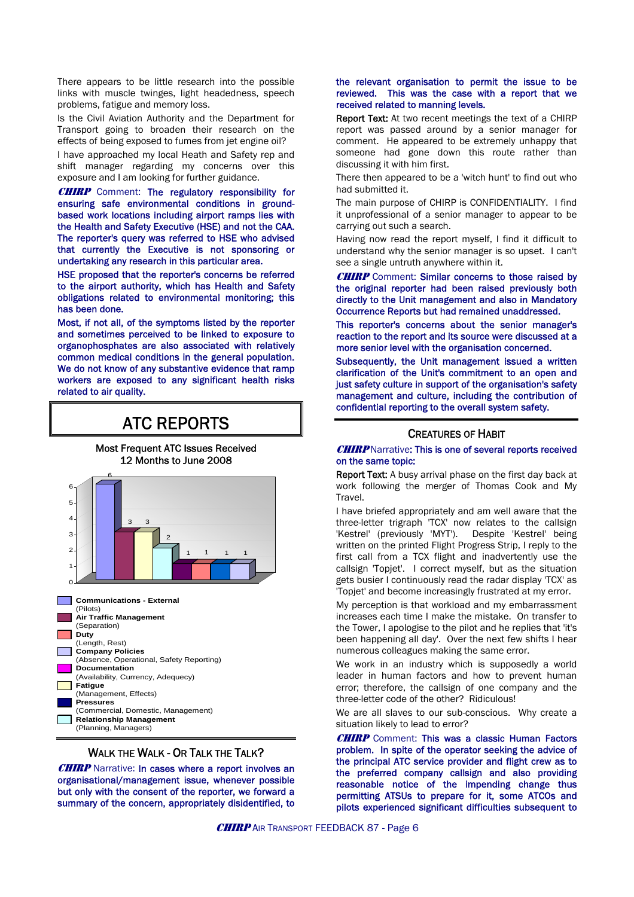There appears to be little research into the possible links with muscle twinges, light headedness, speech problems, fatigue and memory loss.

Is the Civil Aviation Authority and the Department for Transport going to broaden their research on the effects of being exposed to fumes from jet engine oil?

I have approached my local Heath and Safety rep and shift manager regarding my concerns over this exposure and I am looking for further guidance.

***CHIRP*** Comment: The regulatory responsibility for ensuring safe environmental conditions in ground-based work locations including airport ramps lies with the Health and Safety Executive (HSE) and not the CAA. The reporter's query was referred to HSE who advised that currently the Executive is not sponsoring or undertaking any research in this particular area.

HSE proposed that the reporter's concerns be referred to the airport authority, which has Health and Safety obligations related to environmental monitoring; this has been done.

Most, if not all, of the symptoms listed by the reporter and sometimes perceived to be linked to exposure to organophosphates are also associated with relatively common medical conditions in the general population. We do not know of any substantive evidence that ramp workers are exposed to any significant health risks related to air quality.

# ATC REPORTS

Most Frequent ATC Issues Received
12 Months to June 2008

| Issue | Number |
|---|---|
| Communications - External (Pilots) | 6 |
| Air Traffic Management (Separation) | 3 |
| Fatigue (Management, Effects) | 3 |
| Relationship Management (Planning, Managers) | 2 |
| Documentation (Availability, Currency, Adequecy) | 1 |
| Duty (Length, Rest) | 1 |
| Pressures (Commercial, Domestic, Management) | 1 |
| Company Policies (Absence, Operational, Safety Reporting) | 1 |

## WALK THE WALK - OR TALK THE TALK?

***CHIRP*** Narrative: In cases where a report involves an organisational/management issue, whenever possible but only with the consent of the reporter, we forward a summary of the concern, appropriately disidentified, to the relevant organisation to permit the issue to be reviewed. This was the case with a report that we received related to manning levels.

**Report Text:** At two recent meetings the text of a CHIRP report was passed around by a senior manager for comment. He appeared to be extremely unhappy that someone had gone down this route rather than discussing it with him first.

There then appeared to be a 'witch hunt' to find out who had submitted it.

The main purpose of CHIRP is CONFIDENTIALITY. I find it unprofessional of a senior manager to appear to be carrying out such a search.

Having now read the report myself, I find it difficult to understand why the senior manager is so upset. I can't see a single untruth anywhere within it.

***CHIRP*** Comment: Similar concerns to those raised by the original reporter had been raised previously both directly to the Unit management and also in Mandatory Occurrence Reports but had remained unaddressed.

This reporter's concerns about the senior manager's reaction to the report and its source were discussed at a more senior level with the organisation concerned.

Subsequently, the Unit management issued a written clarification of the Unit's commitment to an open and just safety culture in support of the organisation's safety management and culture, including the contribution of confidential reporting to the overall system safety.

## CREATURES OF HABIT

***CHIRP*** Narrative: This is one of several reports received on the same topic:

**Report Text:** A busy arrival phase on the first day back at work following the merger of Thomas Cook and My Travel.

I have briefed appropriately and am well aware that the three-letter trigraph 'TCX' now relates to the callsign 'Kestrel' (previously 'MYT'). Despite 'Kestrel' being written on the printed Flight Progress Strip, I reply to the first call from a TCX flight and inadvertently use the callsign 'Topjet'. I correct myself, but as the situation gets busier I continuously read the radar display 'TCX' as 'Topjet' and become increasingly frustrated at my error.

My perception is that workload and my embarrassment increases each time I make the mistake. On transfer to the Tower, I apologise to the pilot and he replies that 'it's been happening all day'. Over the next few shifts I hear numerous colleagues making the same error.

We work in an industry which is supposedly a world leader in human factors and how to prevent human error; therefore, the callsign of one company and the three-letter code of the other? Ridiculous!

We are all slaves to our sub-conscious. Why create a situation likely to lead to error?

***CHIRP*** Comment: This was a classic Human Factors problem. In spite of the operator seeking the advice of the principal ATC service provider and flight crew as to the preferred company callsign and also providing reasonable notice of the impending change thus permitting ATSUs to prepare for it, some ATCOs and pilots experienced significant difficulties subsequent to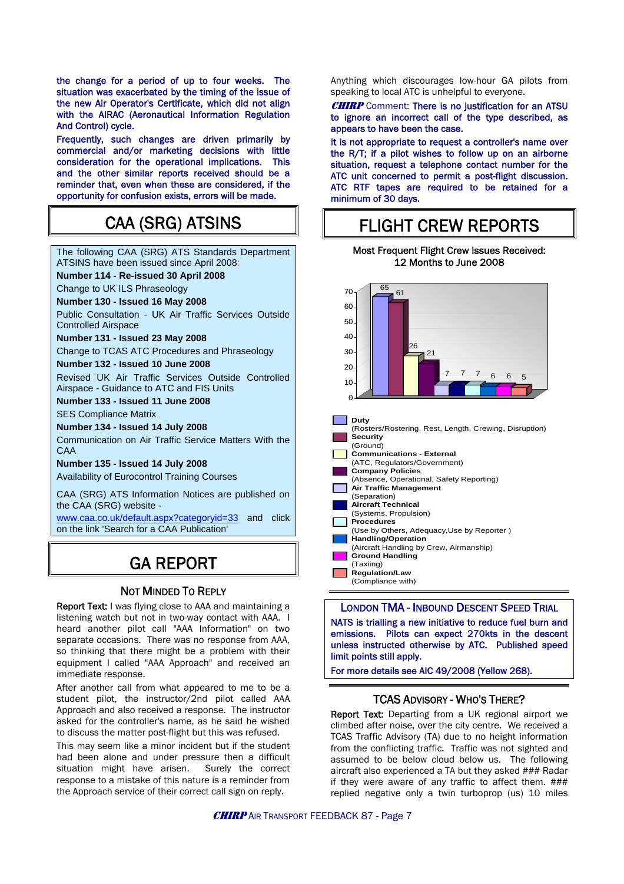the change for a period of up to four weeks. The situation was exacerbated by the timing of the issue of the new Air Operator's Certificate, which did not align with the AIRAC (Aeronautical Information Regulation And Control) cycle.

Frequently, such changes are driven primarily by commercial and/or marketing decisions with little consideration for the operational implications. This and the other similar reports received should be a reminder that, even when these are considered, if the opportunity for confusion exists, errors will be made.

## CAA (SRG) ATSINS

The following CAA (SRG) ATS Standards Department ATSINS have been issued since April 2008:

**Number 114 - Re-issued 30 April 2008**
Change to UK ILS Phraseology

**Number 130 - Issued 16 May 2008**
Public Consultation - UK Air Traffic Services Outside Controlled Airspace

**Number 131 - Issued 23 May 2008**
Change to TCAS ATC Procedures and Phraseology

**Number 132 - Issued 10 June 2008**
Revised UK Air Traffic Services Outside Controlled Airspace - Guidance to ATC and FIS Units

**Number 133 - Issued 11 June 2008**
SES Compliance Matrix

**Number 134 - Issued 14 July 2008**
Communication on Air Traffic Service Matters With the CAA

**Number 135 - Issued 14 July 2008**
Availability of Eurocontrol Training Courses

CAA (SRG) ATS Information Notices are published on the CAA (SRG) website - www.caa.co.uk/default.aspx?categoryid=33 and click on the link 'Search for a CAA Publication'

## GA REPORT

### NOT MINDED TO REPLY

**Report Text:** I was flying close to AAA and maintaining a listening watch but not in two-way contact with AAA. I heard another pilot call "AAA Information" on two separate occasions. There was no response from AAA, so thinking that there might be a problem with their equipment I called "AAA Approach" and received an immediate response.

After another call from what appeared to me to be a student pilot, the instructor/2nd pilot called AAA Approach and also received a response. The instructor asked for the controller's name, as he said he wished to discuss the matter post-flight but this was refused.

This may seem like a minor incident but if the student had been alone and under pressure then a difficult situation might have arisen. Surely the correct response to a mistake of this nature is a reminder from the Approach service of their correct call sign on reply.

Anything which discourages low-hour GA pilots from speaking to local ATC is unhelpful to everyone.

***CHIRP*** Comment: There is no justification for an ATSU to ignore an incorrect call of the type described, as appears to have been the case.

It is not appropriate to request a controller's name over the R/T; if a pilot wishes to follow up on an airborne situation, request a telephone contact number for the ATC unit concerned to permit a post-flight discussion. ATC RTF tapes are required to be retained for a minimum of 30 days.

## FLIGHT CREW REPORTS

Most Frequent Flight Crew Issues Received: 12 Months to June 2008

| Issue | Number |
|---|---|
| **Duty** (Rosters/Rostering, Rest, Length, Crewing, Disruption) | 65 |
| **Security** (Ground) | 61 |
| **Communications - External** (ATC, Regulators/Government) | 26 |
| **Company Policies** (Absence, Operational, Safety Reporting) | 21 |
| **Air Traffic Management** (Separation) | 7 |
| **Aircraft Technical** (Systems, Propulsion) | 7 |
| **Procedures** (Use by Others, Adequacy,Use by Reporter ) | 7 |
| **Handling/Operation** (Aircraft Handling by Crew, Airmanship) | 6 |
| **Ground Handling** (Taxiing) | 6 |
| **Regulation/Law** (Compliance with) | 5 |

### LONDON TMA - INBOUND DESCENT SPEED TRIAL

NATS is trialling a new initiative to reduce fuel burn and emissions. Pilots can expect 270kts in the descent unless instructed otherwise by ATC. Published speed limit points still apply.

For more details see AIC 49/2008 (Yellow 268).

### TCAS ADVISORY - WHO'S THERE?

**Report Text:** Departing from a UK regional airport we climbed after noise, over the city centre. We received a TCAS Traffic Advisory (TA) due to no height information from the conflicting traffic. Traffic was not sighted and assumed to be below cloud below us. The following aircraft also experienced a TA but they asked ### Radar if they were aware of any traffic to affect them. ### replied negative only a twin turboprop (us) 10 miles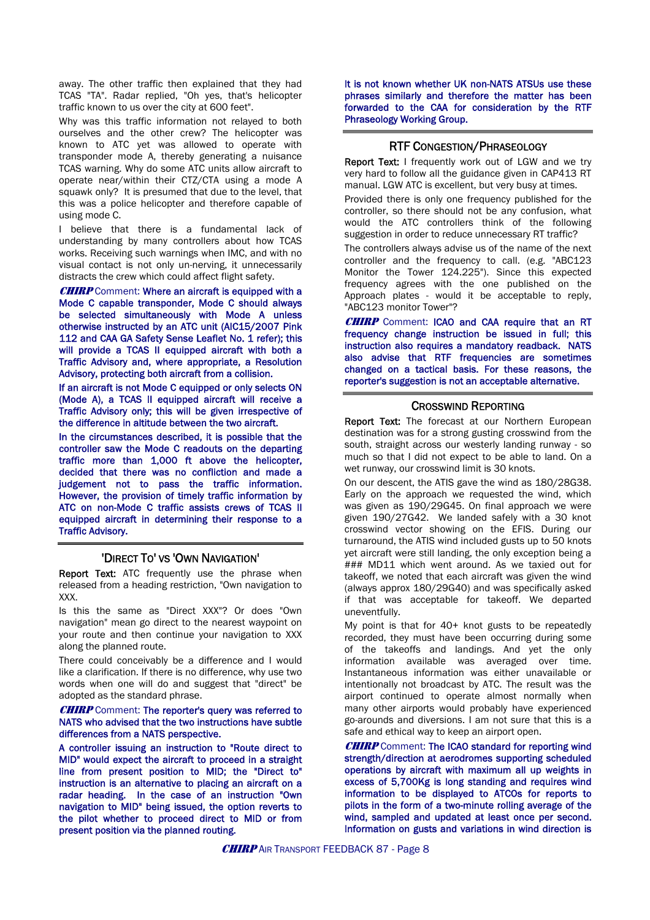away. The other traffic then explained that they had TCAS "TA". Radar replied, "Oh yes, that's helicopter traffic known to us over the city at 600 feet".

Why was this traffic information not relayed to both ourselves and the other crew? The helicopter was known to ATC yet was allowed to operate with transponder mode A, thereby generating a nuisance TCAS warning. Why do some ATC units allow aircraft to operate near/within their CTZ/CTA using a mode A squawk only? It is presumed that due to the level, that this was a police helicopter and therefore capable of using mode C.

I believe that there is a fundamental lack of understanding by many controllers about how TCAS works. Receiving such warnings when IMC, and with no visual contact is not only un-nerving, it unnecessarily distracts the crew which could affect flight safety.

***CHIRP*** Comment: Where an aircraft is equipped with a Mode C capable transponder, Mode C should always be selected simultaneously with Mode A unless otherwise instructed by an ATC unit (AIC15/2007 Pink 112 and CAA GA Safety Sense Leaflet No. 1 refer); this will provide a TCAS II equipped aircraft with both a Traffic Advisory and, where appropriate, a Resolution Advisory, protecting both aircraft from a collision.

If an aircraft is not Mode C equipped or only selects ON (Mode A), a TCAS II equipped aircraft will receive a Traffic Advisory only; this will be given irrespective of the difference in altitude between the two aircraft.

In the circumstances described, it is possible that the controller saw the Mode C readouts on the departing traffic more than 1,000 ft above the helicopter, decided that there was no confliction and made a judgement not to pass the traffic information. However, the provision of timely traffic information by ATC on non-Mode C traffic assists crews of TCAS II equipped aircraft in determining their response to a Traffic Advisory.

## 'Direct To' vs 'Own Navigation'

**Report Text:** ATC frequently use the phrase when released from a heading restriction, "Own navigation to XXX.

Is this the same as "Direct XXX"? Or does "Own navigation" mean go direct to the nearest waypoint on your route and then continue your navigation to XXX along the planned route.

There could conceivably be a difference and I would like a clarification. If there is no difference, why use two words when one will do and suggest that "direct" be adopted as the standard phrase.

***CHIRP*** Comment: The reporter's query was referred to NATS who advised that the two instructions have subtle differences from a NATS perspective.

A controller issuing an instruction to "Route direct to MID" would expect the aircraft to proceed in a straight line from present position to MID; the "Direct to" instruction is an alternative to placing an aircraft on a radar heading. In the case of an instruction "Own navigation to MID" being issued, the option reverts to the pilot whether to proceed direct to MID or from present position via the planned routing.

It is not known whether UK non-NATS ATSUs use these phrases similarly and therefore the matter has been forwarded to the CAA for consideration by the RTF Phraseology Working Group.

## RTF Congestion/Phraseology

**Report Text:** I frequently work out of LGW and we try very hard to follow all the guidance given in CAP413 RT manual. LGW ATC is excellent, but very busy at times.

Provided there is only one frequency published for the controller, so there should not be any confusion, what would the ATC controllers think of the following suggestion in order to reduce unnecessary RT traffic?

The controllers always advise us of the name of the next controller and the frequency to call. (e.g. "ABC123 Monitor the Tower 124.225"). Since this expected frequency agrees with the one published on the Approach plates - would it be acceptable to reply, "ABC123 monitor Tower"?

***CHIRP*** Comment: ICAO and CAA require that an RT frequency change instruction be issued in full; this instruction also requires a mandatory readback. NATS also advise that RTF frequencies are sometimes changed on a tactical basis. For these reasons, the reporter's suggestion is not an acceptable alternative.

## Crosswind Reporting

**Report Text:** The forecast at our Northern European destination was for a strong gusting crosswind from the south, straight across our westerly landing runway - so much so that I did not expect to be able to land. On a wet runway, our crosswind limit is 30 knots.

On our descent, the ATIS gave the wind as 180/28G38. Early on the approach we requested the wind, which was given as 190/29G45. On final approach we were given 190/27G42. We landed safely with a 30 knot crosswind vector showing on the EFIS. During our turnaround, the ATIS wind included gusts up to 50 knots yet aircraft were still landing, the only exception being a ### MD11 which went around. As we taxied out for takeoff, we noted that each aircraft was given the wind (always approx 180/29G40) and was specifically asked if that was acceptable for takeoff. We departed uneventfully.

My point is that for 40+ knot gusts to be repeatedly recorded, they must have been occurring during some of the takeoffs and landings. And yet the only information available was averaged over time. Instantaneous information was either unavailable or intentionally not broadcast by ATC. The result was the airport continued to operate almost normally when many other airports would probably have experienced go-arounds and diversions. I am not sure that this is a safe and ethical way to keep an airport open.

***CHIRP*** Comment: The ICAO standard for reporting wind strength/direction at aerodromes supporting scheduled operations by aircraft with maximum all up weights in excess of 5,700Kg is long standing and requires wind information to be displayed to ATCOs for reports to pilots in the form of a two-minute rolling average of the wind, sampled and updated at least once per second. Information on gusts and variations in wind direction is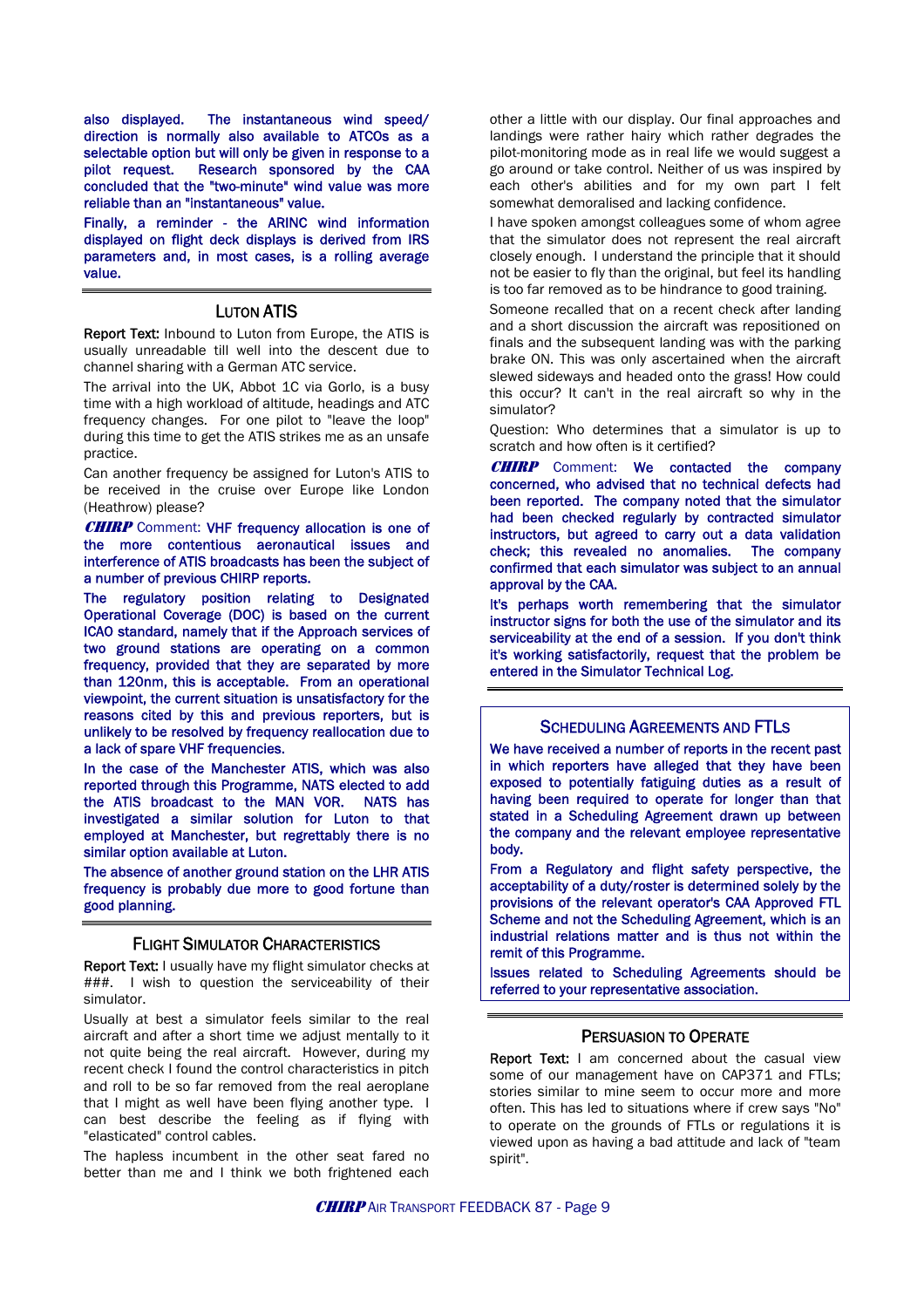also displayed. The instantaneous wind speed/ direction is normally also available to ATCOs as a selectable option but will only be given in response to a pilot request. Research sponsored by the CAA concluded that the "two-minute" wind value was more reliable than an "instantaneous" value.

Finally, a reminder - the ARINC wind information displayed on flight deck displays is derived from IRS parameters and, in most cases, is a rolling average value.

## LUTON ATIS

**Report Text:** Inbound to Luton from Europe, the ATIS is usually unreadable till well into the descent due to channel sharing with a German ATC service.

The arrival into the UK, Abbot 1C via Gorlo, is a busy time with a high workload of altitude, headings and ATC frequency changes. For one pilot to "leave the loop" during this time to get the ATIS strikes me as an unsafe practice.

Can another frequency be assigned for Luton's ATIS to be received in the cruise over Europe like London (Heathrow) please?

***CHIRP*** Comment: VHF frequency allocation is one of the more contentious aeronautical issues and interference of ATIS broadcasts has been the subject of a number of previous CHIRP reports.

The regulatory position relating to Designated Operational Coverage (DOC) is based on the current ICAO standard, namely that if the Approach services of two ground stations are operating on a common frequency, provided that they are separated by more than 120nm, this is acceptable. From an operational viewpoint, the current situation is unsatisfactory for the reasons cited by this and previous reporters, but is unlikely to be resolved by frequency reallocation due to a lack of spare VHF frequencies.

In the case of the Manchester ATIS, which was also reported through this Programme, NATS elected to add the ATIS broadcast to the MAN VOR. NATS has investigated a similar solution for Luton to that employed at Manchester, but regrettably there is no similar option available at Luton.

The absence of another ground station on the LHR ATIS frequency is probably due more to good fortune than good planning.

## FLIGHT SIMULATOR CHARACTERISTICS

**Report Text:** I usually have my flight simulator checks at ###. I wish to question the serviceability of their simulator.

Usually at best a simulator feels similar to the real aircraft and after a short time we adjust mentally to it not quite being the real aircraft. However, during my recent check I found the control characteristics in pitch and roll to be so far removed from the real aeroplane that I might as well have been flying another type. I can best describe the feeling as if flying with "elasticated" control cables.

The hapless incumbent in the other seat fared no better than me and I think we both frightened each other a little with our display. Our final approaches and landings were rather hairy which rather degrades the pilot-monitoring mode as in real life we would suggest a go around or take control. Neither of us was inspired by each other's abilities and for my own part I felt somewhat demoralised and lacking confidence.

I have spoken amongst colleagues some of whom agree that the simulator does not represent the real aircraft closely enough. I understand the principle that it should not be easier to fly than the original, but feel its handling is too far removed as to be hindrance to good training.

Someone recalled that on a recent check after landing and a short discussion the aircraft was repositioned on finals and the subsequent landing was with the parking brake ON. This was only ascertained when the aircraft slewed sideways and headed onto the grass! How could this occur? It can't in the real aircraft so why in the simulator?

Question: Who determines that a simulator is up to scratch and how often is it certified?

***CHIRP*** Comment: We contacted the company concerned, who advised that no technical defects had been reported. The company noted that the simulator had been checked regularly by contracted simulator instructors, but agreed to carry out a data validation check; this revealed no anomalies. The company confirmed that each simulator was subject to an annual approval by the CAA.

It's perhaps worth remembering that the simulator instructor signs for both the use of the simulator and its serviceability at the end of a session. If you don't think it's working satisfactorily, request that the problem be entered in the Simulator Technical Log.

## SCHEDULING AGREEMENTS AND FTLS

We have received a number of reports in the recent past in which reporters have alleged that they have been exposed to potentially fatiguing duties as a result of having been required to operate for longer than that stated in a Scheduling Agreement drawn up between the company and the relevant employee representative body.

From a Regulatory and flight safety perspective, the acceptability of a duty/roster is determined solely by the provisions of the relevant operator's CAA Approved FTL Scheme and not the Scheduling Agreement, which is an industrial relations matter and is thus not within the remit of this Programme.

Issues related to Scheduling Agreements should be referred to your representative association.

## PERSUASION TO OPERATE

**Report Text:** I am concerned about the casual view some of our management have on CAP371 and FTLs; stories similar to mine seem to occur more and more often. This has led to situations where if crew says "No" to operate on the grounds of FTLs or regulations it is viewed upon as having a bad attitude and lack of "team spirit".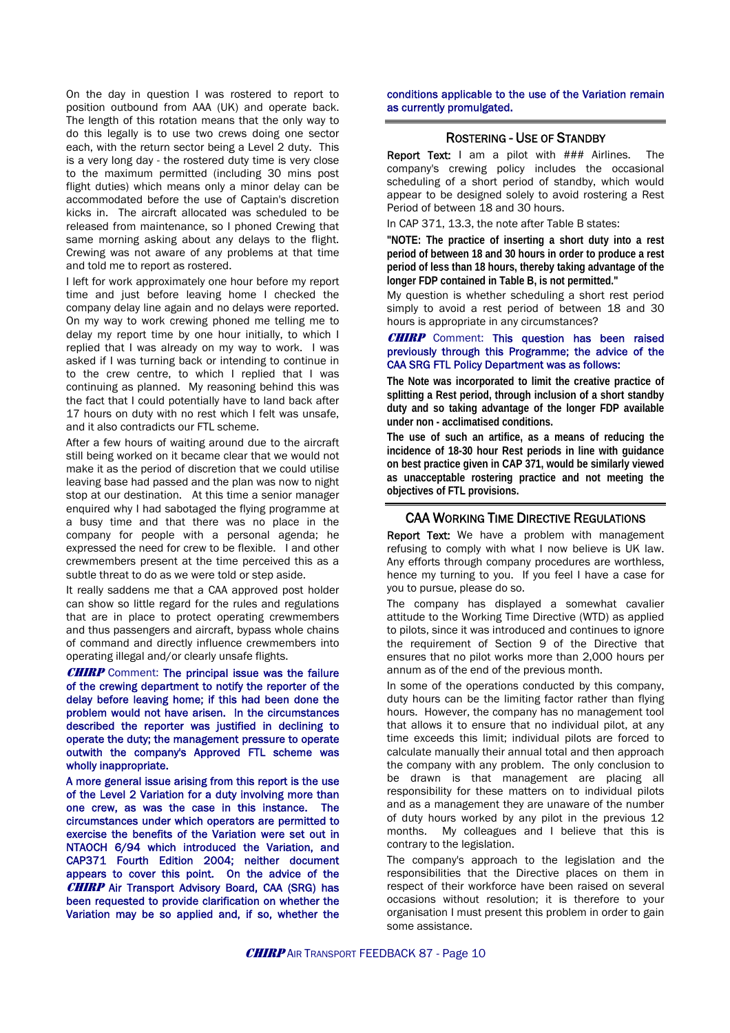On the day in question I was rostered to report to position outbound from AAA (UK) and operate back. The length of this rotation means that the only way to do this legally is to use two crews doing one sector each, with the return sector being a Level 2 duty. This is a very long day - the rostered duty time is very close to the maximum permitted (including 30 mins post flight duties) which means only a minor delay can be accommodated before the use of Captain's discretion kicks in. The aircraft allocated was scheduled to be released from maintenance, so I phoned Crewing that same morning asking about any delays to the flight. Crewing was not aware of any problems at that time and told me to report as rostered.

I left for work approximately one hour before my report time and just before leaving home I checked the company delay line again and no delays were reported. On my way to work crewing phoned me telling me to delay my report time by one hour initially, to which I replied that I was already on my way to work. I was asked if I was turning back or intending to continue in to the crew centre, to which I replied that I was continuing as planned. My reasoning behind this was the fact that I could potentially have to land back after 17 hours on duty with no rest which I felt was unsafe, and it also contradicts our FTL scheme.

After a few hours of waiting around due to the aircraft still being worked on it became clear that we would not make it as the period of discretion that we could utilise leaving base had passed and the plan was now to night stop at our destination. At this time a senior manager enquired why I had sabotaged the flying programme at a busy time and that there was no place in the company for people with a personal agenda; he expressed the need for crew to be flexible. I and other crewmembers present at the time perceived this as a subtle threat to do as we were told or step aside.

It really saddens me that a CAA approved post holder can show so little regard for the rules and regulations that are in place to protect operating crewmembers and thus passengers and aircraft, bypass whole chains of command and directly influence crewmembers into operating illegal and/or clearly unsafe flights.

***CHIRP*** Comment: The principal issue was the failure of the crewing department to notify the reporter of the delay before leaving home; if this had been done the problem would not have arisen. In the circumstances described the reporter was justified in declining to operate the duty; the management pressure to operate outwith the company's Approved FTL scheme was wholly inappropriate.

A more general issue arising from this report is the use of the Level 2 Variation for a duty involving more than one crew, as was the case in this instance. The circumstances under which operators are permitted to exercise the benefits of the Variation were set out in NTAOCH 6/94 which introduced the Variation, and CAP371 Fourth Edition 2004; neither document appears to cover this point. On the advice of the ***CHIRP*** Air Transport Advisory Board, CAA (SRG) has been requested to provide clarification on whether the Variation may be so applied and, if so, whether the conditions applicable to the use of the Variation remain as currently promulgated.

## ROSTERING - USE OF STANDBY

**Report Text:** I am a pilot with ### Airlines. The company's crewing policy includes the occasional scheduling of a short period of standby, which would appear to be designed solely to avoid rostering a Rest Period of between 18 and 30 hours.

In CAP 371, 13.3, the note after Table B states:

**"NOTE: The practice of inserting a short duty into a rest period of between 18 and 30 hours in order to produce a rest period of less than 18 hours, thereby taking advantage of the longer FDP contained in Table B, is not permitted."**

My question is whether scheduling a short rest period simply to avoid a rest period of between 18 and 30 hours is appropriate in any circumstances?

***CHIRP*** Comment: This question has been raised previously through this Programme; the advice of the CAA SRG FTL Policy Department was as follows:

**The Note was incorporated to limit the creative practice of splitting a Rest period, through inclusion of a short standby duty and so taking advantage of the longer FDP available under non - acclimatised conditions.**

**The use of such an artifice, as a means of reducing the incidence of 18-30 hour Rest periods in line with guidance on best practice given in CAP 371, would be similarly viewed as unacceptable rostering practice and not meeting the objectives of FTL provisions.**

## CAA WORKING TIME DIRECTIVE REGULATIONS

**Report Text:** We have a problem with management refusing to comply with what I now believe is UK law. Any efforts through company procedures are worthless, hence my turning to you. If you feel I have a case for you to pursue, please do so.

The company has displayed a somewhat cavalier attitude to the Working Time Directive (WTD) as applied to pilots, since it was introduced and continues to ignore the requirement of Section 9 of the Directive that ensures that no pilot works more than 2,000 hours per annum as of the end of the previous month.

In some of the operations conducted by this company, duty hours can be the limiting factor rather than flying hours. However, the company has no management tool that allows it to ensure that no individual pilot, at any time exceeds this limit; individual pilots are forced to calculate manually their annual total and then approach the company with any problem. The only conclusion to be drawn is that management are placing all responsibility for these matters on to individual pilots and as a management they are unaware of the number of duty hours worked by any pilot in the previous 12 months. My colleagues and I believe that this is contrary to the legislation.

The company's approach to the legislation and the responsibilities that the Directive places on them in respect of their workforce have been raised on several occasions without resolution; it is therefore to your organisation I must present this problem in order to gain some assistance.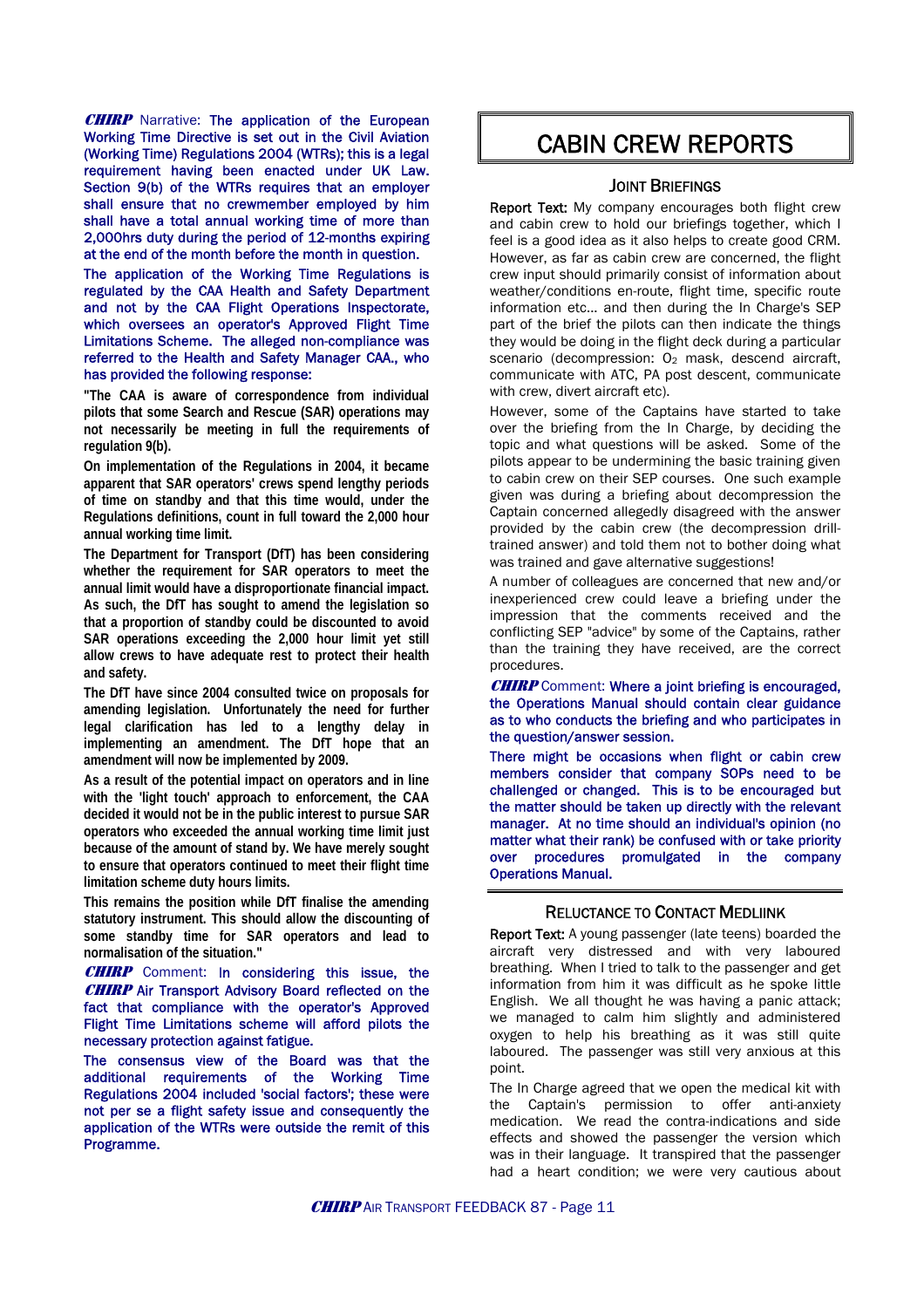**CHIRP** Narrative: The application of the European Working Time Directive is set out in the Civil Aviation (Working Time) Regulations 2004 (WTRs); this is a legal requirement having been enacted under UK Law. Section 9(b) of the WTRs requires that an employer shall ensure that no crewmember employed by him shall have a total annual working time of more than 2,000hrs duty during the period of 12-months expiring at the end of the month before the month in question.

The application of the Working Time Regulations is regulated by the CAA Health and Safety Department and not by the CAA Flight Operations Inspectorate, which oversees an operator's Approved Flight Time Limitations Scheme. The alleged non-compliance was referred to the Health and Safety Manager CAA., who has provided the following response:

**"The CAA is aware of correspondence from individual pilots that some Search and Rescue (SAR) operations may not necessarily be meeting in full the requirements of regulation 9(b).**

**On implementation of the Regulations in 2004, it became apparent that SAR operators' crews spend lengthy periods of time on standby and that this time would, under the Regulations definitions, count in full toward the 2,000 hour annual working time limit.**

**The Department for Transport (DfT) has been considering whether the requirement for SAR operators to meet the annual limit would have a disproportionate financial impact. As such, the DfT has sought to amend the legislation so that a proportion of standby could be discounted to avoid SAR operations exceeding the 2,000 hour limit yet still allow crews to have adequate rest to protect their health and safety.**

**The DfT have since 2004 consulted twice on proposals for amending legislation. Unfortunately the need for further legal clarification has led to a lengthy delay in implementing an amendment. The DfT hope that an amendment will now be implemented by 2009.**

**As a result of the potential impact on operators and in line with the 'light touch' approach to enforcement, the CAA decided it would not be in the public interest to pursue SAR operators who exceeded the annual working time limit just because of the amount of stand by. We have merely sought to ensure that operators continued to meet their flight time limitation scheme duty hours limits.**

**This remains the position while DfT finalise the amending statutory instrument. This should allow the discounting of some standby time for SAR operators and lead to normalisation of the situation."**

**CHIRP** Comment: In considering this issue, the **CHIRP** Air Transport Advisory Board reflected on the fact that compliance with the operator's Approved Flight Time Limitations scheme will afford pilots the necessary protection against fatigue.

The consensus view of the Board was that the additional requirements of the Working Time Regulations 2004 included 'social factors'; these were not per se a flight safety issue and consequently the application of the WTRs were outside the remit of this Programme.

# CABIN CREW REPORTS

## JOINT BRIEFINGS

Report Text: My company encourages both flight crew and cabin crew to hold our briefings together, which I feel is a good idea as it also helps to create good CRM. However, as far as cabin crew are concerned, the flight crew input should primarily consist of information about weather/conditions en-route, flight time, specific route information etc... and then during the In Charge's SEP part of the brief the pilots can then indicate the things they would be doing in the flight deck during a particular scenario (decompression: $O_2$ mask, descend aircraft, communicate with ATC, PA post descent, communicate with crew, divert aircraft etc).

However, some of the Captains have started to take over the briefing from the In Charge, by deciding the topic and what questions will be asked. Some of the pilots appear to be undermining the basic training given to cabin crew on their SEP courses. One such example given was during a briefing about decompression the Captain concerned allegedly disagreed with the answer provided by the cabin crew (the decompression drill-trained answer) and told them not to bother doing what was trained and gave alternative suggestions!

A number of colleagues are concerned that new and/or inexperienced crew could leave a briefing under the impression that the comments received and the conflicting SEP "advice" by some of the Captains, rather than the training they have received, are the correct procedures.

**CHIRP** Comment: Where a joint briefing is encouraged, the Operations Manual should contain clear guidance as to who conducts the briefing and who participates in the question/answer session.

There might be occasions when flight or cabin crew members consider that company SOPs need to be challenged or changed. This is to be encouraged but the matter should be taken up directly with the relevant manager. At no time should an individual's opinion (no matter what their rank) be confused with or take priority over procedures promulgated in the company Operations Manual.

## RELUCTANCE TO CONTACT MEDLIINK

Report Text: A young passenger (late teens) boarded the aircraft very distressed and with very laboured breathing. When I tried to talk to the passenger and get information from him it was difficult as he spoke little English. We all thought he was having a panic attack; we managed to calm him slightly and administered oxygen to help his breathing as it was still quite laboured. The passenger was still very anxious at this point.

The In Charge agreed that we open the medical kit with the Captain's permission to offer anti-anxiety medication. We read the contra-indications and side effects and showed the passenger the version which was in their language. It transpired that the passenger had a heart condition; we were very cautious about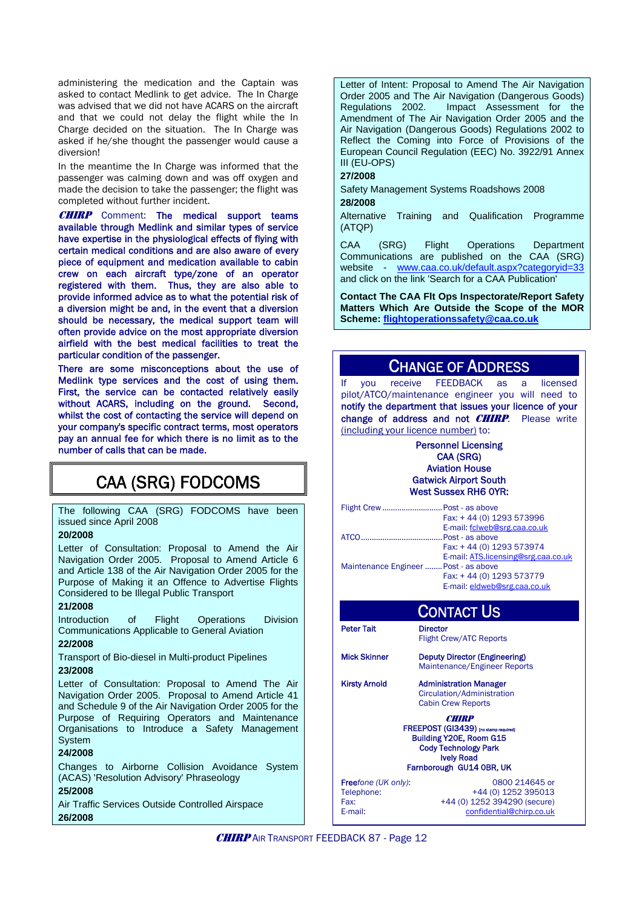administering the medication and the Captain was asked to contact Medlink to get advice. The In Charge was advised that we did not have ACARS on the aircraft and that we could not delay the flight while the In Charge decided on the situation. The In Charge was asked if he/she thought the passenger would cause a diversion!

In the meantime the In Charge was informed that the passenger was calming down and was off oxygen and made the decision to take the passenger; the flight was completed without further incident.

***CHIRP*** Comment: The medical support teams available through Medlink and similar types of service have expertise in the physiological effects of flying with certain medical conditions and are also aware of every piece of equipment and medication available to cabin crew on each aircraft type/zone of an operator registered with them. Thus, they are also able to provide informed advice as to what the potential risk of a diversion might be and, in the event that a diversion should be necessary, the medical support team will often provide advice on the most appropriate diversion airfield with the best medical facilities to treat the particular condition of the passenger.

There are some misconceptions about the use of Medlink type services and the cost of using them. First, the service can be contacted relatively easily without ACARS, including on the ground. Second, whilst the cost of contacting the service will depend on your company's specific contract terms, most operators pay an annual fee for which there is no limit as to the number of calls that can be made.

# CAA (SRG) FODCOMS

The following CAA (SRG) FODCOMS have been issued since April 2008

**20/2008**

Letter of Consultation: Proposal to Amend the Air Navigation Order 2005. Proposal to Amend Article 6 and Article 138 of the Air Navigation Order 2005 for the Purpose of Making it an Offence to Advertise Flights Considered to be Illegal Public Transport

**21/2008**

Introduction of Flight Operations Division Communications Applicable to General Aviation

**22/2008**

Transport of Bio-diesel in Multi-product Pipelines

**23/2008**

Letter of Consultation: Proposal to Amend The Air Navigation Order 2005. Proposal to Amend Article 41 and Schedule 9 of the Air Navigation Order 2005 for the Purpose of Requiring Operators and Maintenance Organisations to Introduce a Safety Management System

**24/2008**

Changes to Airborne Collision Avoidance System (ACAS) 'Resolution Advisory' Phraseology

**25/2008**

Air Traffic Services Outside Controlled Airspace

**26/2008**

Letter of Intent: Proposal to Amend The Air Navigation Order 2005 and The Air Navigation (Dangerous Goods) Regulations 2002. Impact Assessment for the Amendment of The Air Navigation Order 2005 and the Air Navigation (Dangerous Goods) Regulations 2002 to Reflect the Coming into Force of Provisions of the European Council Regulation (EEC) No. 3922/91 Annex III (EU-OPS)

**27/2008**

Safety Management Systems Roadshows 2008

**28/2008**

Alternative Training and Qualification Programme (ATQP)

CAA (SRG) Flight Operations Department Communications are published on the CAA (SRG) website - www.caa.co.uk/default.aspx?categoryid=33 and click on the link 'Search for a CAA Publication'

**Contact The CAA Flt Ops Inspectorate/Report Safety Matters Which Are Outside the Scope of the MOR Scheme: flightoperationssafety@caa.co.uk**

# CHANGE OF ADDRESS

If you receive FEEDBACK as a licensed pilot/ATCO/maintenance engineer you will need to notify the department that issues your licence of your change of address and not ***CHIRP***. Please write (including your licence number) to:

Personnel Licensing
CAA (SRG)
Aviation House
Gatwick Airport South
West Sussex RH6 0YR:

| | |
|---|---|
| Flight Crew | Post - as above<br>Fax: + 44 (0) 1293 573996<br>E-mail: fclweb@srg.caa.co.uk |
| ATCO | Post - as above<br>Fax: + 44 (0) 1293 573974<br>E-mail: ATS.licensing@srg.caa.co.uk |
| Maintenance Engineer | Post - as above<br>Fax: + 44 (0) 1293 573779<br>E-mail: eldweb@srg.caa.co.uk |

# CONTACT US

| | |
|---|---|
| Peter Tait | Director<br>Flight Crew/ATC Reports |
| Mick Skinner | Deputy Director (Engineering)<br>Maintenance/Engineer Reports |
| Kirsty Arnold | Administration Manager<br>Circulation/Administration<br>Cabin Crew Reports |

***CHIRP***
FREEPOST (GI3439) [no stamp required]
Building Y20E, Room G15
Cody Technology Park
Ively Road
Farnborough GU14 0BR, UK

| | |
|---|---|
| Freefone (UK only): | 0800 214645 or |
| Telephone: | +44 (0) 1252 395013 |
| Fax: | +44 (0) 1252 394290 (secure) |
| E-mail: | confidential@chirp.co.uk |